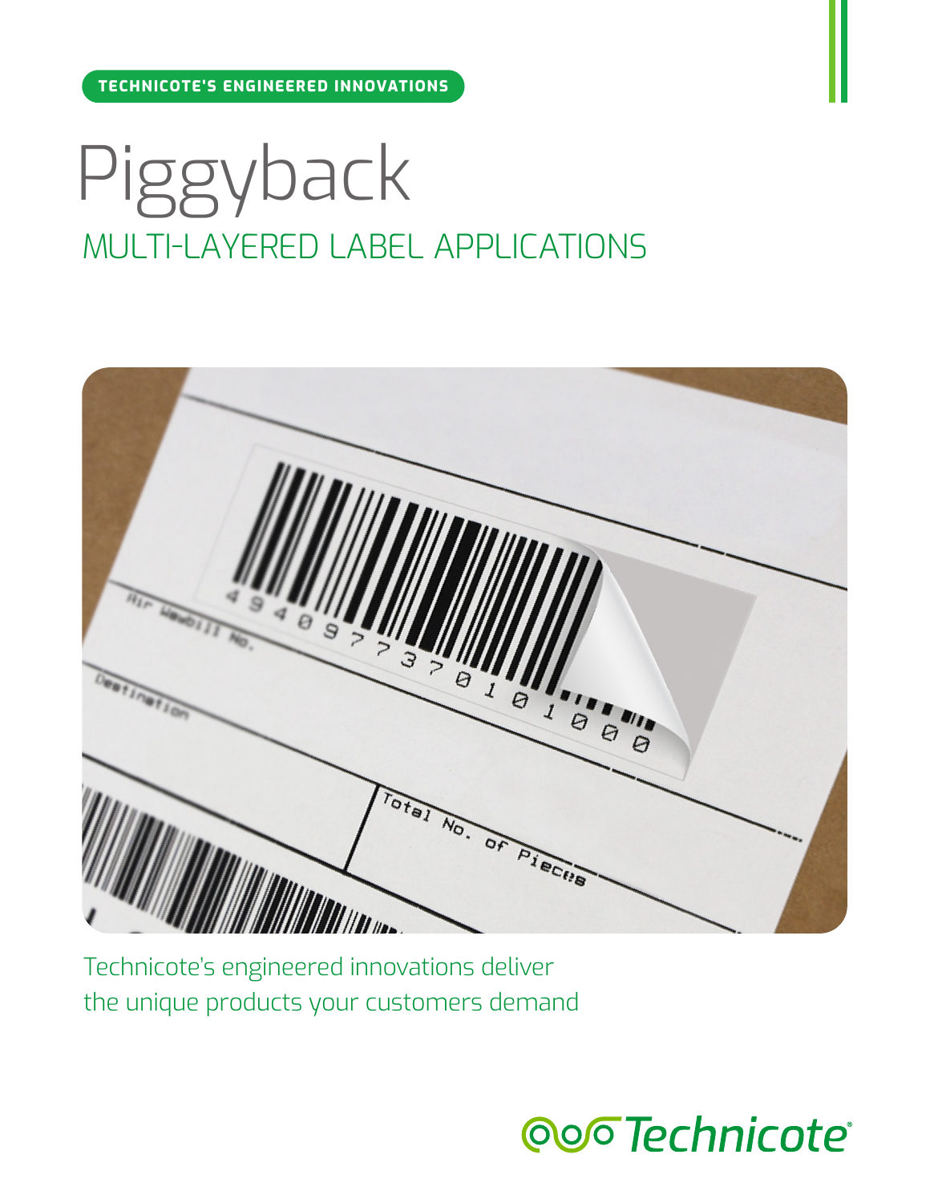TECHNICOTE'S ENGINEERED INNOVATIONS

# Piggyback

## MULTI-LAYERED LABEL APPLICATIONS

Technicote's engineered innovations deliver
the unique products your customers demand

Technicote®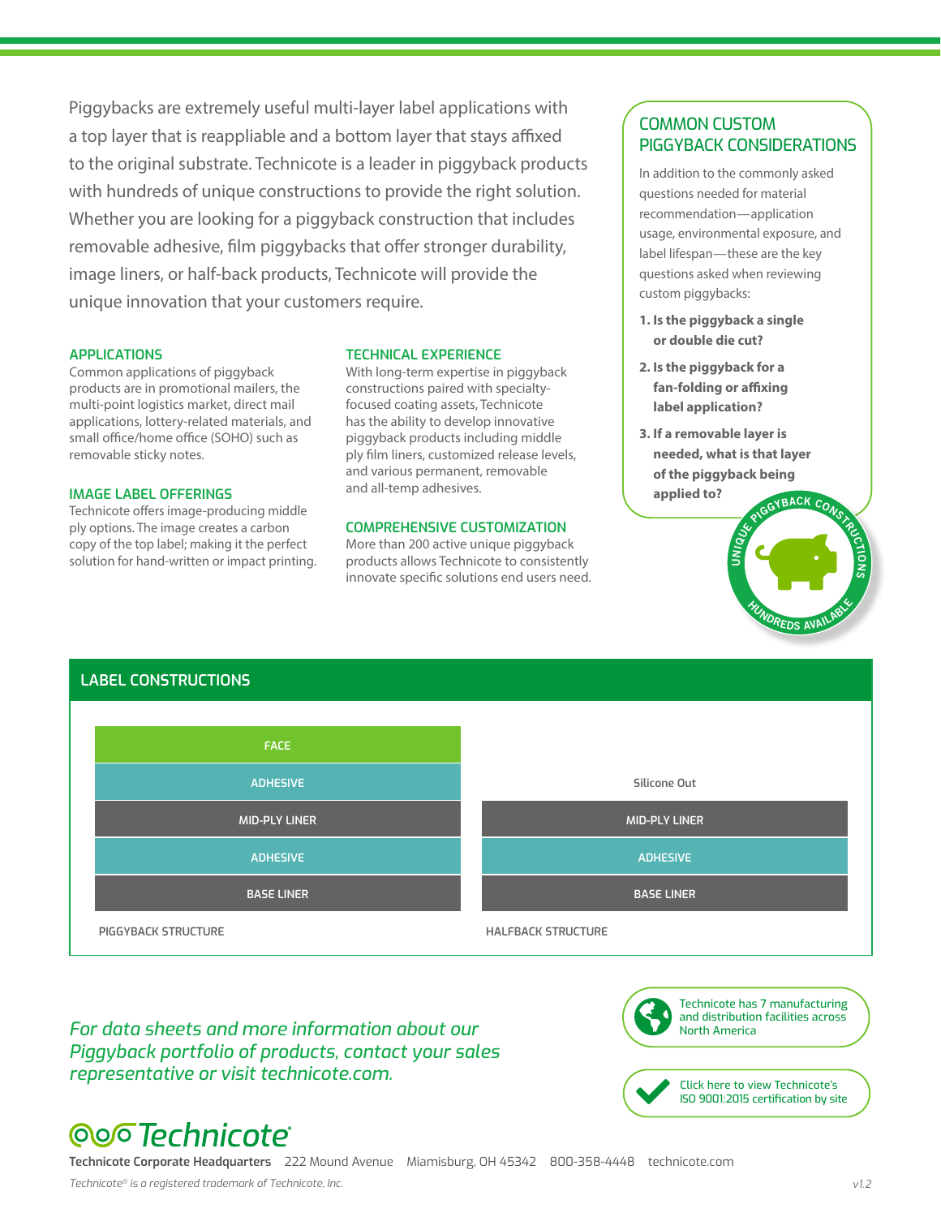Piggybacks are extremely useful multi-layer label applications with a top layer that is reappliable and a bottom layer that stays affixed to the original substrate. Technicote is a leader in piggyback products with hundreds of unique constructions to provide the right solution. Whether you are looking for a piggyback construction that includes removable adhesive, film piggybacks that offer stronger durability, image liners, or half-back products, Technicote will provide the unique innovation that your customers require.

## APPLICATIONS

Common applications of piggyback products are in promotional mailers, the multi-point logistics market, direct mail applications, lottery-related materials, and small office/home office (SOHO) such as removable sticky notes.

## IMAGE LABEL OFFERINGS

Technicote offers image-producing middle ply options. The image creates a carbon copy of the top label; making it the perfect solution for hand-written or impact printing.

## TECHNICAL EXPERIENCE

With long-term expertise in piggyback constructions paired with specialty-focused coating assets, Technicote has the ability to develop innovative piggyback products including middle ply film liners, customized release levels, and various permanent, removable and all-temp adhesives.

## COMPREHENSIVE CUSTOMIZATION

More than 200 active unique piggyback products allows Technicote to consistently innovate specific solutions end users need.

## COMMON CUSTOM PIGGYBACK CONSIDERATIONS

In addition to the commonly asked questions needed for material recommendation—application usage, environmental exposure, and label lifespan—these are the key questions asked when reviewing custom piggybacks:

1. **Is the piggyback a single or double die cut?**
2. **Is the piggyback for a fan-folding or affixing label application?**
3. **If a removable layer is needed, what is that layer of the piggyback being applied to?**

UNIQUE PIGGYBACK CONSTRUCTIONS
HUNDREDS AVAILABLE

## LABEL CONSTRUCTIONS

| PIGGYBACK STRUCTURE | HALFBACK STRUCTURE |
|---|---|
| FACE | |
| ADHESIVE | Silicone Out |
| MID-PLY LINER | MID-PLY LINER |
| ADHESIVE | ADHESIVE |
| BASE LINER | BASE LINER |

*For data sheets and more information about our Piggyback portfolio of products, contact your sales representative or visit technicote.com.*

Technicote has 7 manufacturing and distribution facilities across North America

Click here to view Technicote's ISO 9001:2015 certification by site

Technicote®

**Technicote Corporate Headquarters** 222 Mound Avenue Miamisburg, OH 45342 800-358-4448 technicote.com

*Technicote® is a registered trademark of Technicote, Inc.*

v1.2